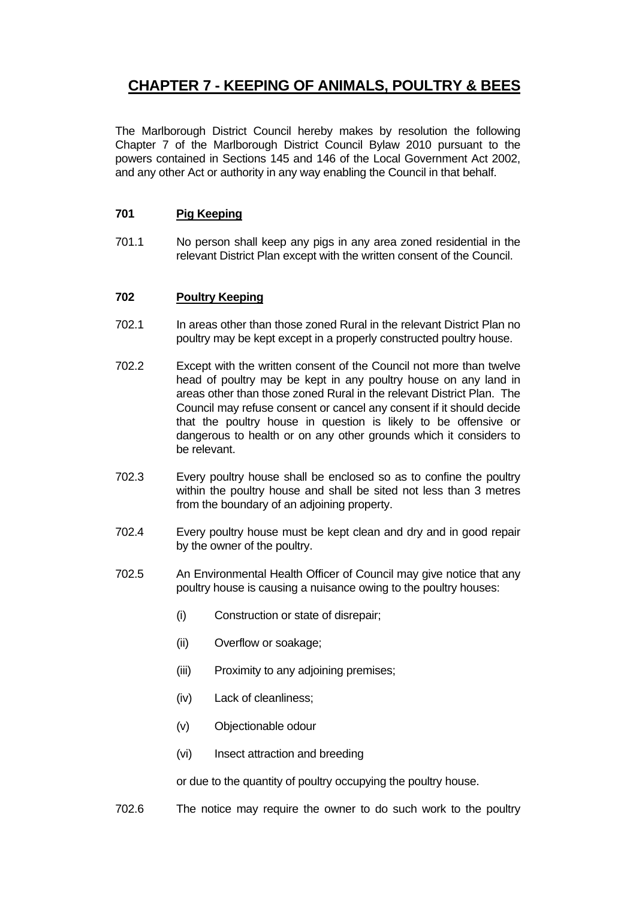# CHAPTER 7 - KEEPING OF ANIMALS, POULTRY & BEES

The Marlborough District Council hereby makes by resolution the following Chapter 7 of the Marlborough District Council Bylaw 2010 pursuant to the powers contained in Sections 145 and 146 of the Local Government Act 2002, and any other Act or authority in any way enabling the Council in that behalf.

## 701 Pig Keeping

701.1 No person shall keep any pigs in any area zoned residential in the relevant District Plan except with the written consent of the Council.

## 702 Poultry Keeping

702.1 In areas other than those zoned Rural in the relevant District Plan no poultry may be kept except in a properly constructed poultry house.

702.2 Except with the written consent of the Council not more than twelve head of poultry may be kept in any poultry house on any land in areas other than those zoned Rural in the relevant District Plan. The Council may refuse consent or cancel any consent if it should decide that the poultry house in question is likely to be offensive or dangerous to health or on any other grounds which it considers to be relevant.

702.3 Every poultry house shall be enclosed so as to confine the poultry within the poultry house and shall be sited not less than 3 metres from the boundary of an adjoining property.

702.4 Every poultry house must be kept clean and dry and in good repair by the owner of the poultry.

702.5 An Environmental Health Officer of Council may give notice that any poultry house is causing a nuisance owing to the poultry houses:

- (i) Construction or state of disrepair;
- (ii) Overflow or soakage;
- (iii) Proximity to any adjoining premises;
- (iv) Lack of cleanliness;
- (v) Objectionable odour
- (vi) Insect attraction and breeding

or due to the quantity of poultry occupying the poultry house.

702.6 The notice may require the owner to do such work to the poultry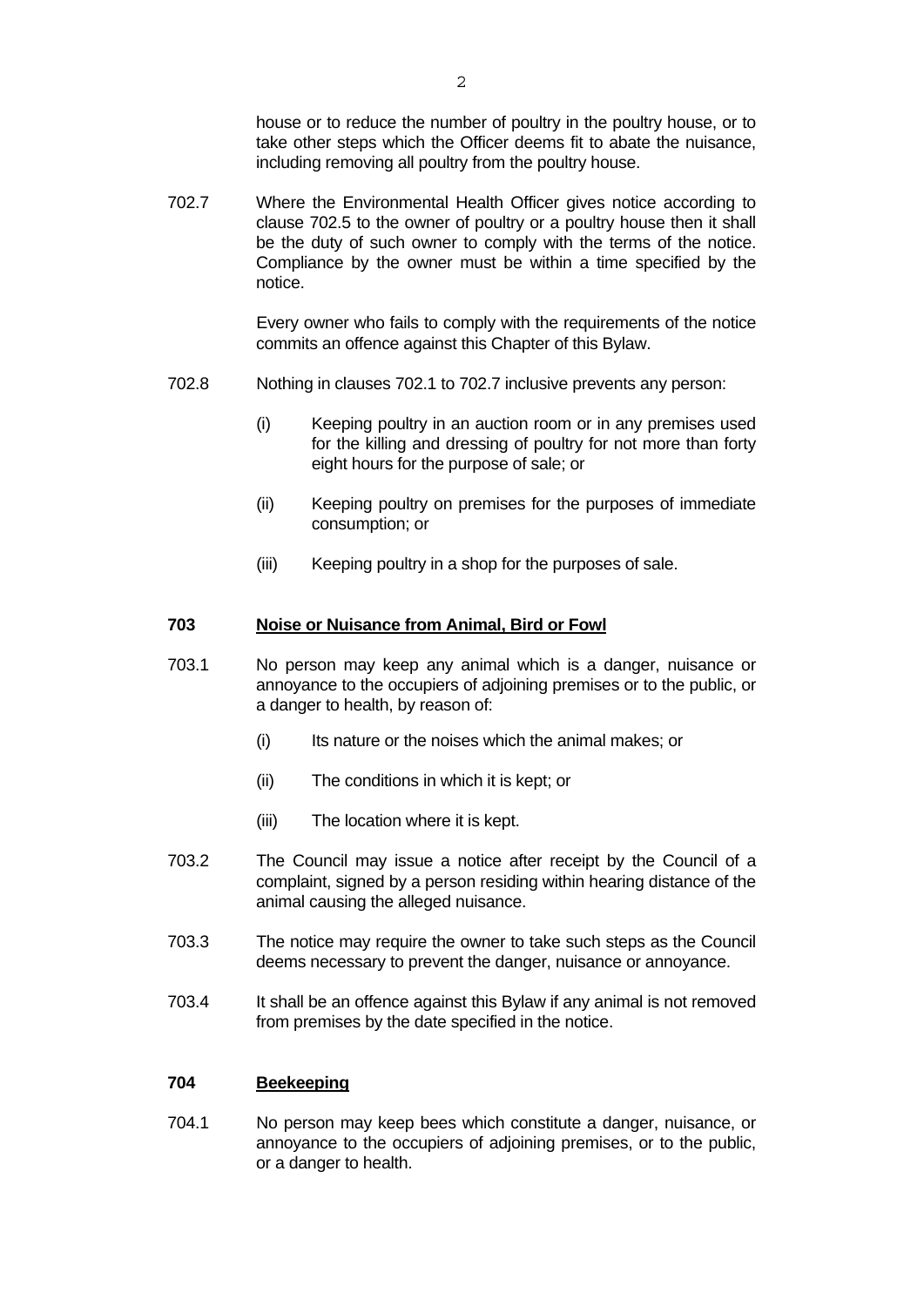house or to reduce the number of poultry in the poultry house, or to take other steps which the Officer deems fit to abate the nuisance, including removing all poultry from the poultry house.

702.7 Where the Environmental Health Officer gives notice according to clause 702.5 to the owner of poultry or a poultry house then it shall be the duty of such owner to comply with the terms of the notice. Compliance by the owner must be within a time specified by the notice.

Every owner who fails to comply with the requirements of the notice commits an offence against this Chapter of this Bylaw.

702.8 Nothing in clauses 702.1 to 702.7 inclusive prevents any person:

(i) Keeping poultry in an auction room or in any premises used for the killing and dressing of poultry for not more than forty eight hours for the purpose of sale; or

(ii) Keeping poultry on premises for the purposes of immediate consumption; or

(iii) Keeping poultry in a shop for the purposes of sale.

## 703 Noise or Nuisance from Animal, Bird or Fowl

703.1 No person may keep any animal which is a danger, nuisance or annoyance to the occupiers of adjoining premises or to the public, or a danger to health, by reason of:

(i) Its nature or the noises which the animal makes; or

(ii) The conditions in which it is kept; or

(iii) The location where it is kept.

703.2 The Council may issue a notice after receipt by the Council of a complaint, signed by a person residing within hearing distance of the animal causing the alleged nuisance.

703.3 The notice may require the owner to take such steps as the Council deems necessary to prevent the danger, nuisance or annoyance.

703.4 It shall be an offence against this Bylaw if any animal is not removed from premises by the date specified in the notice.

## 704 Beekeeping

704.1 No person may keep bees which constitute a danger, nuisance, or annoyance to the occupiers of adjoining premises, or to the public, or a danger to health.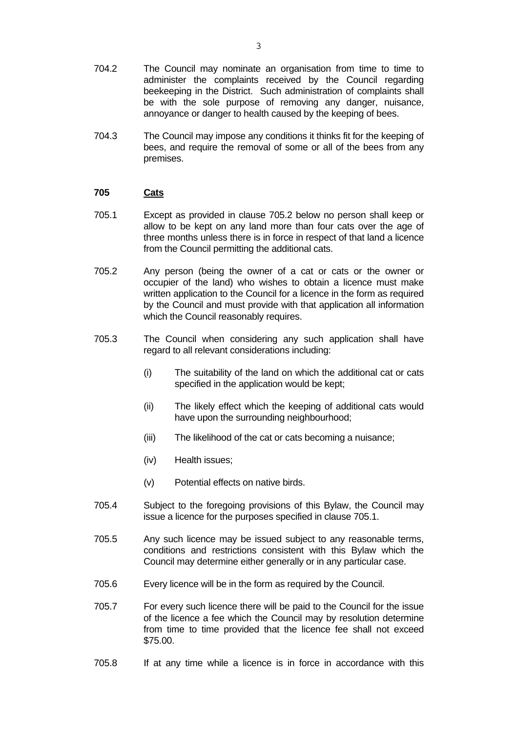704.2 The Council may nominate an organisation from time to time to administer the complaints received by the Council regarding beekeeping in the District. Such administration of complaints shall be with the sole purpose of removing any danger, nuisance, annoyance or danger to health caused by the keeping of bees.

704.3 The Council may impose any conditions it thinks fit for the keeping of bees, and require the removal of some or all of the bees from any premises.

**705 <u>Cats</u>**

705.1 Except as provided in clause 705.2 below no person shall keep or allow to be kept on any land more than four cats over the age of three months unless there is in force in respect of that land a licence from the Council permitting the additional cats.

705.2 Any person (being the owner of a cat or cats or the owner or occupier of the land) who wishes to obtain a licence must make written application to the Council for a licence in the form as required by the Council and must provide with that application all information which the Council reasonably requires.

705.3 The Council when considering any such application shall have regard to all relevant considerations including:

- (i) The suitability of the land on which the additional cat or cats specified in the application would be kept;
- (ii) The likely effect which the keeping of additional cats would have upon the surrounding neighbourhood;
- (iii) The likelihood of the cat or cats becoming a nuisance;
- (iv) Health issues;
- (v) Potential effects on native birds.

705.4 Subject to the foregoing provisions of this Bylaw, the Council may issue a licence for the purposes specified in clause 705.1.

705.5 Any such licence may be issued subject to any reasonable terms, conditions and restrictions consistent with this Bylaw which the Council may determine either generally or in any particular case.

705.6 Every licence will be in the form as required by the Council.

705.7 For every such licence there will be paid to the Council for the issue of the licence a fee which the Council may by resolution determine from time to time provided that the licence fee shall not exceed $75.00.

705.8 If at any time while a licence is in force in accordance with this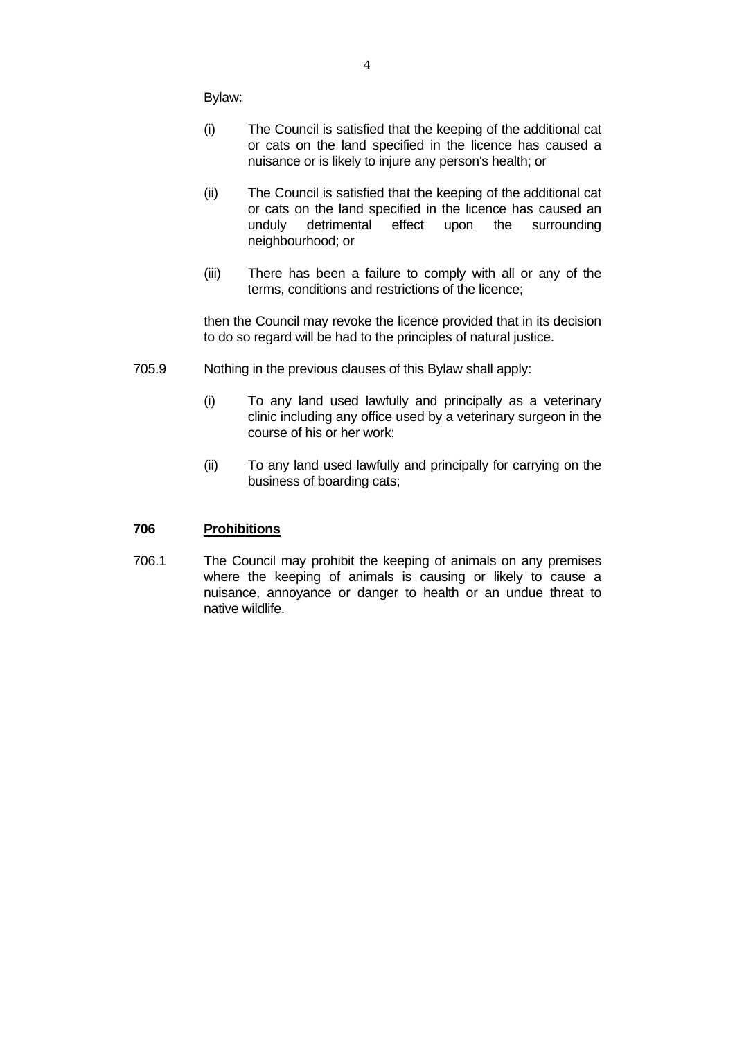Bylaw:

(i) The Council is satisfied that the keeping of the additional cat or cats on the land specified in the licence has caused a nuisance or is likely to injure any person's health; or

(ii) The Council is satisfied that the keeping of the additional cat or cats on the land specified in the licence has caused an unduly detrimental effect upon the surrounding neighbourhood; or

(iii) There has been a failure to comply with all or any of the terms, conditions and restrictions of the licence;

then the Council may revoke the licence provided that in its decision to do so regard will be had to the principles of natural justice.

705.9 Nothing in the previous clauses of this Bylaw shall apply:

(i) To any land used lawfully and principally as a veterinary clinic including any office used by a veterinary surgeon in the course of his or her work;

(ii) To any land used lawfully and principally for carrying on the business of boarding cats;

## 706 Prohibitions

706.1 The Council may prohibit the keeping of animals on any premises where the keeping of animals is causing or likely to cause a nuisance, annoyance or danger to health or an undue threat to native wildlife.